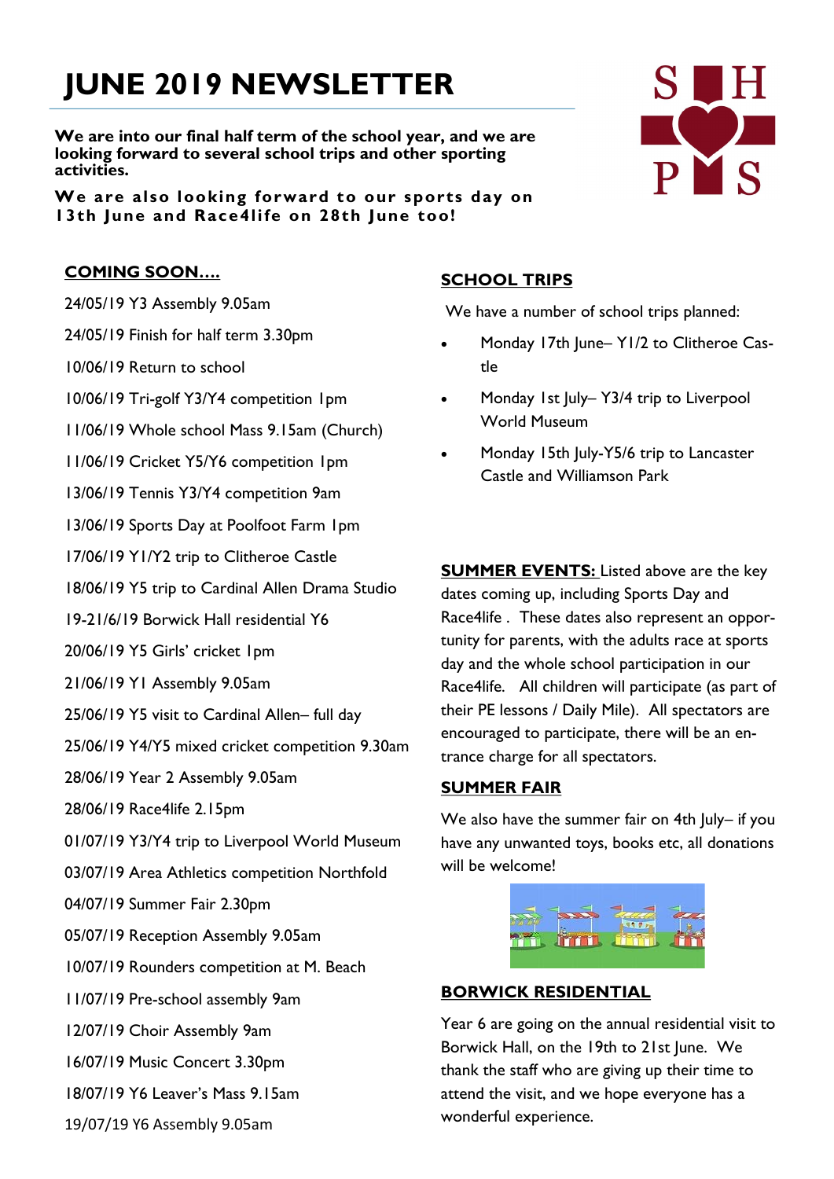# JUNE 2019 NEWSLETTER

**We are into our final half term of the school year, and we are looking forward to several school trips and other sporting activities.**

**We are also looking forward to our sports day on 13th June and Race4life on 28th June too!**

## COMING SOON….

24/05/19 Y3 Assembly 9.05am

24/05/19 Finish for half term 3.30pm

10/06/19 Return to school

10/06/19 Tri-golf Y3/Y4 competition 1pm

11/06/19 Whole school Mass 9.15am (Church)

11/06/19 Cricket Y5/Y6 competition 1pm

13/06/19 Tennis Y3/Y4 competition 9am

13/06/19 Sports Day at Poolfoot Farm 1pm

17/06/19 Y1/Y2 trip to Clitheroe Castle

18/06/19 Y5 trip to Cardinal Allen Drama Studio

19-21/6/19 Borwick Hall residential Y6

20/06/19 Y5 Girls' cricket 1pm

21/06/19 Y1 Assembly 9.05am

25/06/19 Y5 visit to Cardinal Allen– full day

25/06/19 Y4/Y5 mixed cricket competition 9.30am

28/06/19 Year 2 Assembly 9.05am

28/06/19 Race4life 2.15pm

01/07/19 Y3/Y4 trip to Liverpool World Museum

03/07/19 Area Athletics competition Northfold

04/07/19 Summer Fair 2.30pm

05/07/19 Reception Assembly 9.05am

10/07/19 Rounders competition at M. Beach

11/07/19 Pre-school assembly 9am

12/07/19 Choir Assembly 9am

16/07/19 Music Concert 3.30pm

18/07/19 Y6 Leaver's Mass 9.15am

19/07/19 Y6 Assembly 9.05am

## SCHOOL TRIPS

We have a number of school trips planned:

- Monday 17th June– Y1/2 to Clitheroe Castle
- Monday 1st July– Y3/4 trip to Liverpool World Museum
- Monday 15th July-Y5/6 trip to Lancaster Castle and Williamson Park

**SUMMER EVENTS:** Listed above are the key dates coming up, including Sports Day and Race4life . These dates also represent an opportunity for parents, with the adults race at sports day and the whole school participation in our Race4life. All children will participate (as part of their PE lessons / Daily Mile). All spectators are encouraged to participate, there will be an entrance charge for all spectators.

## SUMMER FAIR

We also have the summer fair on 4th July– if you have any unwanted toys, books etc, all donations will be welcome!

## BORWICK RESIDENTIAL

Year 6 are going on the annual residential visit to Borwick Hall, on the 19th to 21st June. We thank the staff who are giving up their time to attend the visit, and we hope everyone has a wonderful experience.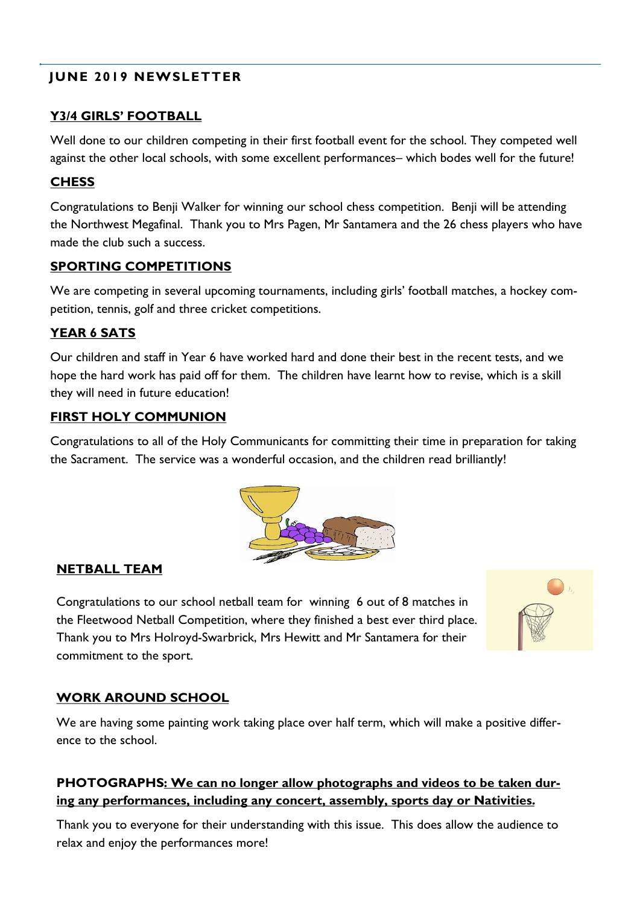## JUNE 2019 NEWSLETTER

### Y3/4 GIRLS' FOOTBALL

Well done to our children competing in their first football event for the school. They competed well against the other local schools, with some excellent performances– which bodes well for the future!

### CHESS

Congratulations to Benji Walker for winning our school chess competition. Benji will be attending the Northwest Megafinal. Thank you to Mrs Pagen, Mr Santamera and the 26 chess players who have made the club such a success.

### SPORTING COMPETITIONS

We are competing in several upcoming tournaments, including girls' football matches, a hockey competition, tennis, golf and three cricket competitions.

### YEAR 6 SATS

Our children and staff in Year 6 have worked hard and done their best in the recent tests, and we hope the hard work has paid off for them. The children have learnt how to revise, which is a skill they will need in future education!

### FIRST HOLY COMMUNION

Congratulations to all of the Holy Communicants for committing their time in preparation for taking the Sacrament. The service was a wonderful occasion, and the children read brilliantly!

### NETBALL TEAM

Congratulations to our school netball team for winning 6 out of 8 matches in the Fleetwood Netball Competition, where they finished a best ever third place. Thank you to Mrs Holroyd-Swarbrick, Mrs Hewitt and Mr Santamera for their commitment to the sport.

### WORK AROUND SCHOOL

We are having some painting work taking place over half term, which will make a positive difference to the school.

**PHOTOGRAPHS: <u>We can no longer allow photographs and videos to be taken during any performances, including any concert, assembly, sports day or Nativities.</u>**

Thank you to everyone for their understanding with this issue. This does allow the audience to relax and enjoy the performances more!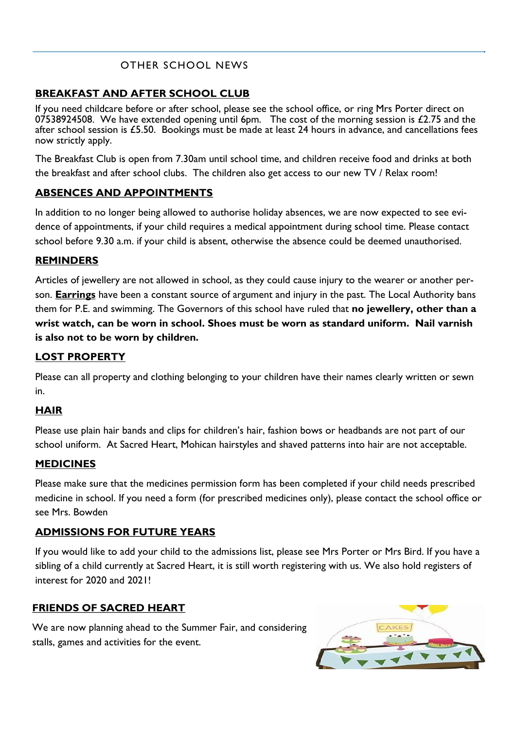## OTHER SCHOOL NEWS

### BREAKFAST AND AFTER SCHOOL CLUB

If you need childcare before or after school, please see the school office, or ring Mrs Porter direct on 07538924508. We have extended opening until 6pm. The cost of the morning session is £2.75 and the after school session is £5.50. Bookings must be made at least 24 hours in advance, and cancellations fees now strictly apply.

The Breakfast Club is open from 7.30am until school time, and children receive food and drinks at both the breakfast and after school clubs. The children also get access to our new TV / Relax room!

### ABSENCES AND APPOINTMENTS

In addition to no longer being allowed to authorise holiday absences, we are now expected to see evidence of appointments, if your child requires a medical appointment during school time. Please contact school before 9.30 a.m. if your child is absent, otherwise the absence could be deemed unauthorised.

### REMINDERS

Articles of jewellery are not allowed in school, as they could cause injury to the wearer or another person. **Earrings** have been a constant source of argument and injury in the past. The Local Authority bans them for P.E. and swimming. The Governors of this school have ruled that **no jewellery, other than a wrist watch, can be worn in school. Shoes must be worn as standard uniform. Nail varnish is also not to be worn by children.**

### LOST PROPERTY

Please can all property and clothing belonging to your children have their names clearly written or sewn in.

### HAIR

Please use plain hair bands and clips for children's hair, fashion bows or headbands are not part of our school uniform. At Sacred Heart, Mohican hairstyles and shaved patterns into hair are not acceptable.

### MEDICINES

Please make sure that the medicines permission form has been completed if your child needs prescribed medicine in school. If you need a form (for prescribed medicines only), please contact the school office or see Mrs. Bowden

### ADMISSIONS FOR FUTURE YEARS

If you would like to add your child to the admissions list, please see Mrs Porter or Mrs Bird. If you have a sibling of a child currently at Sacred Heart, it is still worth registering with us. We also hold registers of interest for 2020 and 2021!

### FRIENDS OF SACRED HEART

We are now planning ahead to the Summer Fair, and considering stalls, games and activities for the event.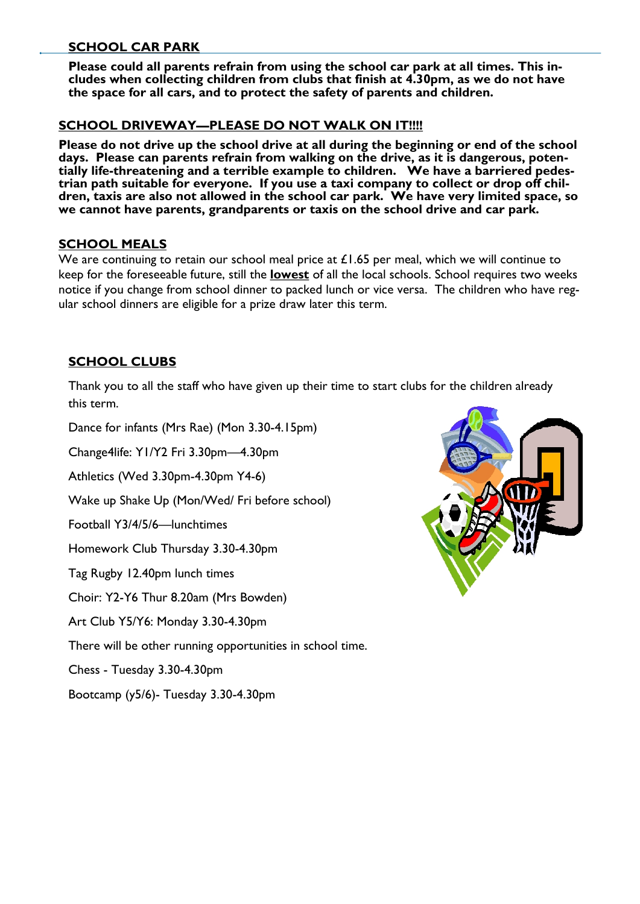## SCHOOL CAR PARK

**Please could all parents refrain from using the school car park at all times. This includes when collecting children from clubs that finish at 4.30pm, as we do not have the space for all cars, and to protect the safety of parents and children.**

## SCHOOL DRIVEWAY—PLEASE DO NOT WALK ON IT!!!!

**Please do not drive up the school drive at all during the beginning or end of the school days. Please can parents refrain from walking on the drive, as it is dangerous, potentially life-threatening and a terrible example to children. We have a barriered pedestrian path suitable for everyone. If you use a taxi company to collect or drop off children, taxis are also not allowed in the school car park. We have very limited space, so we cannot have parents, grandparents or taxis on the school drive and car park.**

## SCHOOL MEALS

We are continuing to retain our school meal price at £1.65 per meal, which we will continue to keep for the foreseeable future, still the **lowest** of all the local schools. School requires two weeks notice if you change from school dinner to packed lunch or vice versa. The children who have regular school dinners are eligible for a prize draw later this term.

## SCHOOL CLUBS

Thank you to all the staff who have given up their time to start clubs for the children already this term.

Dance for infants (Mrs Rae) (Mon 3.30-4.15pm)

Change4life: Y1/Y2 Fri 3.30pm—4.30pm

Athletics (Wed 3.30pm-4.30pm Y4-6)

Wake up Shake Up (Mon/Wed/ Fri before school)

Football Y3/4/5/6—lunchtimes

Homework Club Thursday 3.30-4.30pm

Tag Rugby 12.40pm lunch times

Choir: Y2-Y6 Thur 8.20am (Mrs Bowden)

Art Club Y5/Y6: Monday 3.30-4.30pm

There will be other running opportunities in school time.

Chess - Tuesday 3.30-4.30pm

Bootcamp (y5/6)- Tuesday 3.30-4.30pm